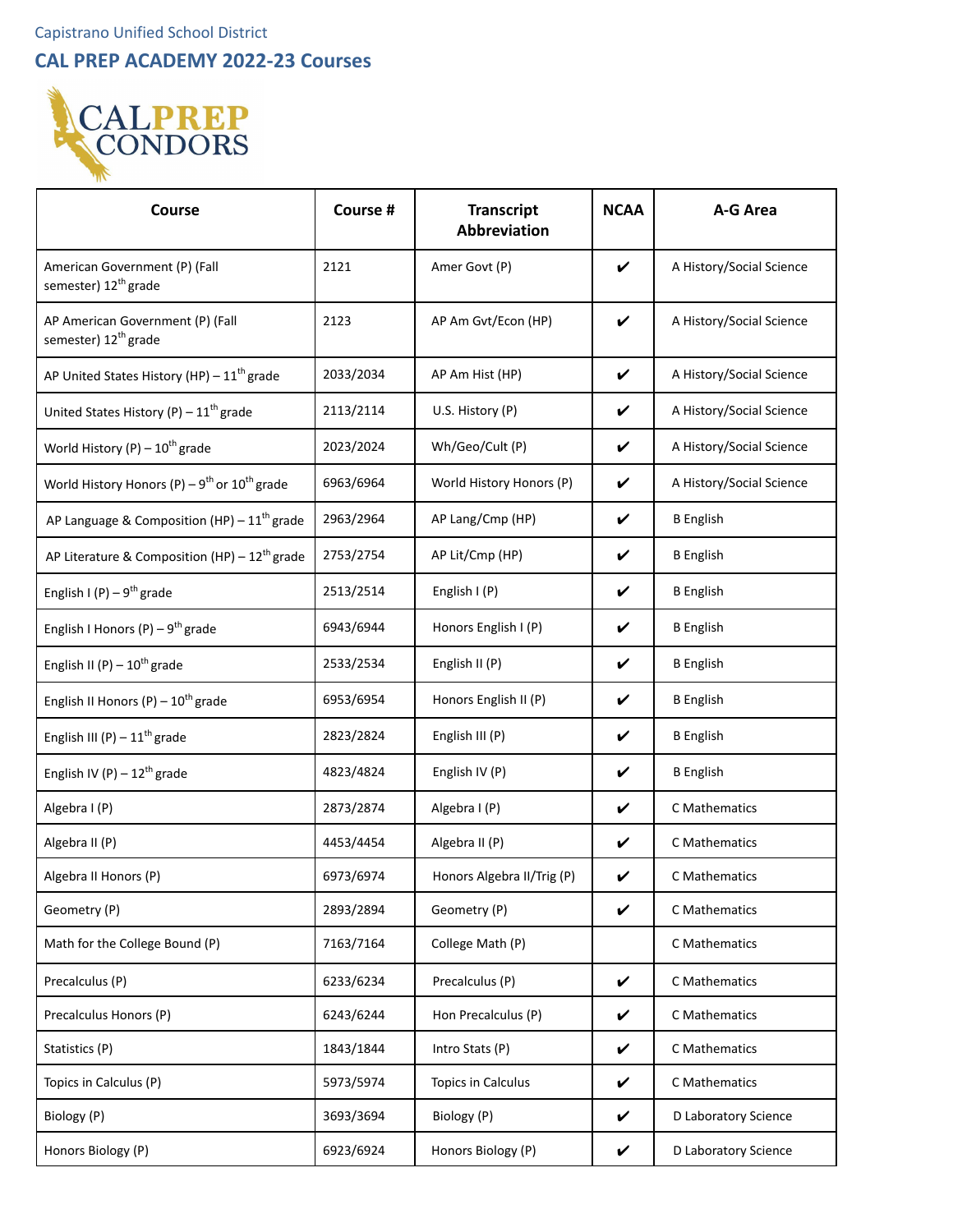Capistrano Unified School District

## CAL PREP ACADEMY 2022-23 Courses

| Course | Course # | Transcript Abbreviation | NCAA | A-G Area |
|---|---|---|---|---|
| American Government (P) (Fall semester) 12th grade | 2121 | Amer Govt (P) | ✔ | A History/Social Science |
| AP American Government (P) (Fall semester) 12th grade | 2123 | AP Am Gvt/Econ (HP) | ✔ | A History/Social Science |
| AP United States History (HP) – 11th grade | 2033/2034 | AP Am Hist (HP) | ✔ | A History/Social Science |
| United States History (P) – 11th grade | 2113/2114 | U.S. History (P) | ✔ | A History/Social Science |
| World History (P) – 10th grade | 2023/2024 | Wh/Geo/Cult (P) | ✔ | A History/Social Science |
| World History Honors (P) – 9th or 10th grade | 6963/6964 | World History Honors (P) | ✔ | A History/Social Science |
| AP Language & Composition (HP) – 11th grade | 2963/2964 | AP Lang/Cmp (HP) | ✔ | B English |
| AP Literature & Composition (HP) – 12th grade | 2753/2754 | AP Lit/Cmp (HP) | ✔ | B English |
| English I (P) – 9th grade | 2513/2514 | English I (P) | ✔ | B English |
| English I Honors (P) – 9th grade | 6943/6944 | Honors English I (P) | ✔ | B English |
| English II (P) – 10th grade | 2533/2534 | English II (P) | ✔ | B English |
| English II Honors (P) – 10th grade | 6953/6954 | Honors English II (P) | ✔ | B English |
| English III (P) – 11th grade | 2823/2824 | English III (P) | ✔ | B English |
| English IV (P) – 12th grade | 4823/4824 | English IV (P) | ✔ | B English |
| Algebra I (P) | 2873/2874 | Algebra I (P) | ✔ | C Mathematics |
| Algebra II (P) | 4453/4454 | Algebra II (P) | ✔ | C Mathematics |
| Algebra II Honors (P) | 6973/6974 | Honors Algebra II/Trig (P) | ✔ | C Mathematics |
| Geometry (P) | 2893/2894 | Geometry (P) | ✔ | C Mathematics |
| Math for the College Bound (P) | 7163/7164 | College Math (P) | | C Mathematics |
| Precalculus (P) | 6233/6234 | Precalculus (P) | ✔ | C Mathematics |
| Precalculus Honors (P) | 6243/6244 | Hon Precalculus (P) | ✔ | C Mathematics |
| Statistics (P) | 1843/1844 | Intro Stats (P) | ✔ | C Mathematics |
| Topics in Calculus (P) | 5973/5974 | Topics in Calculus | ✔ | C Mathematics |
| Biology (P) | 3693/3694 | Biology (P) | ✔ | D Laboratory Science |
| Honors Biology (P) | 6923/6924 | Honors Biology (P) | ✔ | D Laboratory Science |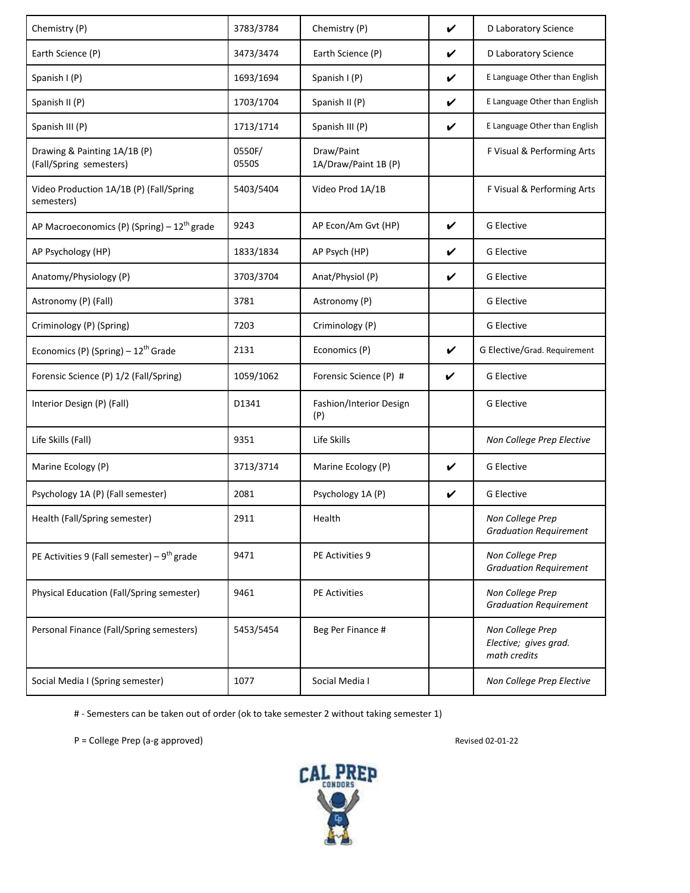| | | | | |
|---|---|---|---|---|
| Chemistry (P) | 3783/3784 | Chemistry (P) | ✔ | D Laboratory Science |
| Earth Science (P) | 3473/3474 | Earth Science (P) | ✔ | D Laboratory Science |
| Spanish I (P) | 1693/1694 | Spanish I (P) | ✔ | E Language Other than English |
| Spanish II (P) | 1703/1704 | Spanish II (P) | ✔ | E Language Other than English |
| Spanish III (P) | 1713/1714 | Spanish III (P) | ✔ | E Language Other than English |
| Drawing & Painting 1A/1B (P) (Fall/Spring semesters) | 0550F/ 0550S | Draw/Paint 1A/Draw/Paint 1B (P) | | F Visual & Performing Arts |
| Video Production 1A/1B (P) (Fall/Spring semesters) | 5403/5404 | Video Prod 1A/1B | | F Visual & Performing Arts |
| AP Macroeconomics (P) (Spring) – 12th grade | 9243 | AP Econ/Am Gvt (HP) | ✔ | G Elective |
| AP Psychology (HP) | 1833/1834 | AP Psych (HP) | ✔ | G Elective |
| Anatomy/Physiology (P) | 3703/3704 | Anat/Physiol (P) | ✔ | G Elective |
| Astronomy (P) (Fall) | 3781 | Astronomy (P) | | G Elective |
| Criminology (P) (Spring) | 7203 | Criminology (P) | | G Elective |
| Economics (P) (Spring) – 12th Grade | 2131 | Economics (P) | ✔ | G Elective/Grad. Requirement |
| Forensic Science (P) 1/2 (Fall/Spring) | 1059/1062 | Forensic Science (P) # | ✔ | G Elective |
| Interior Design (P) (Fall) | D1341 | Fashion/Interior Design (P) | | G Elective |
| Life Skills (Fall) | 9351 | Life Skills | | *Non College Prep Elective* |
| Marine Ecology (P) | 3713/3714 | Marine Ecology (P) | ✔ | G Elective |
| Psychology 1A (P) (Fall semester) | 2081 | Psychology 1A (P) | ✔ | G Elective |
| Health (Fall/Spring semester) | 2911 | Health | | *Non College Prep Graduation Requirement* |
| PE Activities 9 (Fall semester) – 9th grade | 9471 | PE Activities 9 | | *Non College Prep Graduation Requirement* |
| Physical Education (Fall/Spring semester) | 9461 | PE Activities | | *Non College Prep Graduation Requirement* |
| Personal Finance (Fall/Spring semesters) | 5453/5454 | Beg Per Finance # | | *Non College Prep Elective; gives grad. math credits* |
| Social Media I (Spring semester) | 1077 | Social Media I | | *Non College Prep Elective* |

# - Semesters can be taken out of order (ok to take semester 2 without taking semester 1)

P = College Prep (a-g approved)

Revised 02-01-22